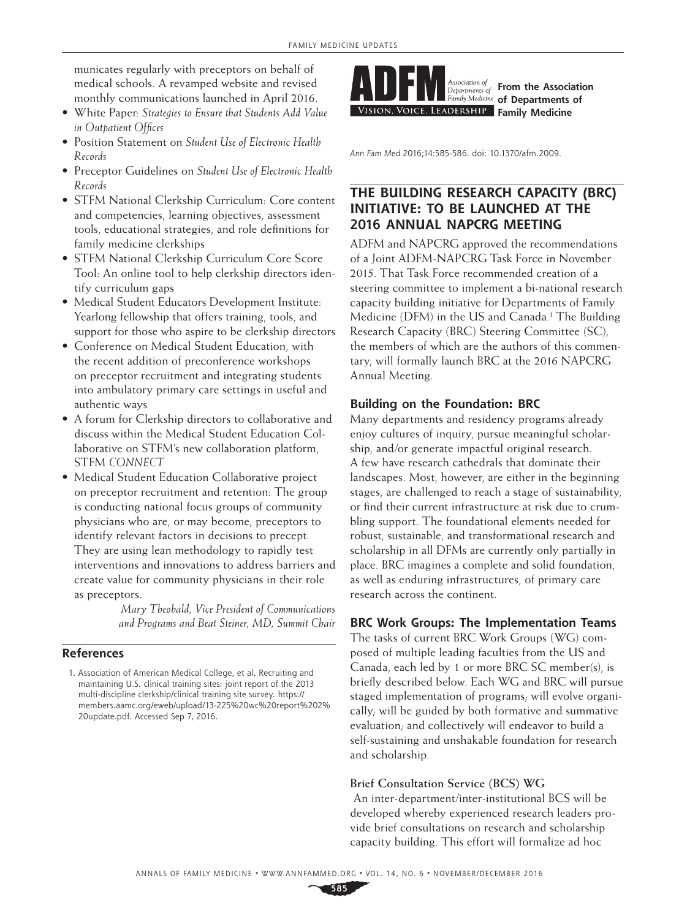municates regularly with preceptors on behalf of medical schools. A revamped website and revised monthly communications launched in April 2016.

- White Paper: *Strategies to Ensure that Students Add Value in Outpatient Offices*
- Position Statement on *Student Use of Electronic Health Records*
- Preceptor Guidelines on *Student Use of Electronic Health Records*
- STFM National Clerkship Curriculum: Core content and competencies, learning objectives, assessment tools, educational strategies, and role definitions for family medicine clerkships
- STFM National Clerkship Curriculum Core Score Tool: An online tool to help clerkship directors identify curriculum gaps
- Medical Student Educators Development Institute: Yearlong fellowship that offers training, tools, and support for those who aspire to be clerkship directors
- Conference on Medical Student Education, with the recent addition of preconference workshops on preceptor recruitment and integrating students into ambulatory primary care settings in useful and authentic ways
- A forum for Clerkship directors to collaborative and discuss within the Medical Student Education Collaborative on STFM's new collaboration platform, STFM *CONNECT*
- Medical Student Education Collaborative project on preceptor recruitment and retention: The group is conducting national focus groups of community physicians who are, or may become, preceptors to identify relevant factors in decisions to precept. They are using lean methodology to rapidly test interventions and innovations to address barriers and create value for community physicians in their role as preceptors.

*Mary Theobald, Vice President of Communications and Programs and Beat Steiner, MD, Summit Chair*

## References

1. Association of American Medical College, et al. Recruiting and maintaining U.S. clinical training sites: joint report of the 2013 multi-discipline clerkship/clinical training site survey. https://members.aamc.org/eweb/upload/13-225%20wc%20report%202%20update.pdf. Accessed Sep 7, 2016.

ADFM Association of Departments of Family Medicine — VISION, VOICE, LEADERSHIP

**From the Association of Departments of Family Medicine**

*Ann Fam Med* 2016;14:585-586. doi: 10.1370/afm.2009.

## THE BUILDING RESEARCH CAPACITY (BRC) INITIATIVE: TO BE LAUNCHED AT THE 2016 ANNUAL NAPCRG MEETING

ADFM and NAPCRG approved the recommendations of a Joint ADFM-NAPCRG Task Force in November 2015. That Task Force recommended creation of a steering committee to implement a bi-national research capacity building initiative for Departments of Family Medicine (DFM) in the US and Canada.[1] The Building Research Capacity (BRC) Steering Committee (SC), the members of which are the authors of this commentary, will formally launch BRC at the 2016 NAPCRG Annual Meeting.

### Building on the Foundation: BRC

Many departments and residency programs already enjoy cultures of inquiry, pursue meaningful scholarship, and/or generate impactful original research. A few have research cathedrals that dominate their landscapes. Most, however, are either in the beginning stages, are challenged to reach a stage of sustainability, or find their current infrastructure at risk due to crumbling support. The foundational elements needed for robust, sustainable, and transformational research and scholarship in all DFMs are currently only partially in place. BRC imagines a complete and solid foundation, as well as enduring infrastructures, of primary care research across the continent.

### BRC Work Groups: The Implementation Teams

The tasks of current BRC Work Groups (WG) composed of multiple leading faculties from the US and Canada, each led by 1 or more BRC SC member(s), is briefly described below. Each WG and BRC will pursue staged implementation of programs; will evolve organically; will be guided by both formative and summative evaluation; and collectively will endeavor to build a self-sustaining and unshakable foundation for research and scholarship.

#### Brief Consultation Service (BCS) WG

An inter-department/inter-institutional BCS will be developed whereby experienced research leaders provide brief consultations on research and scholarship capacity building. This effort will formalize ad hoc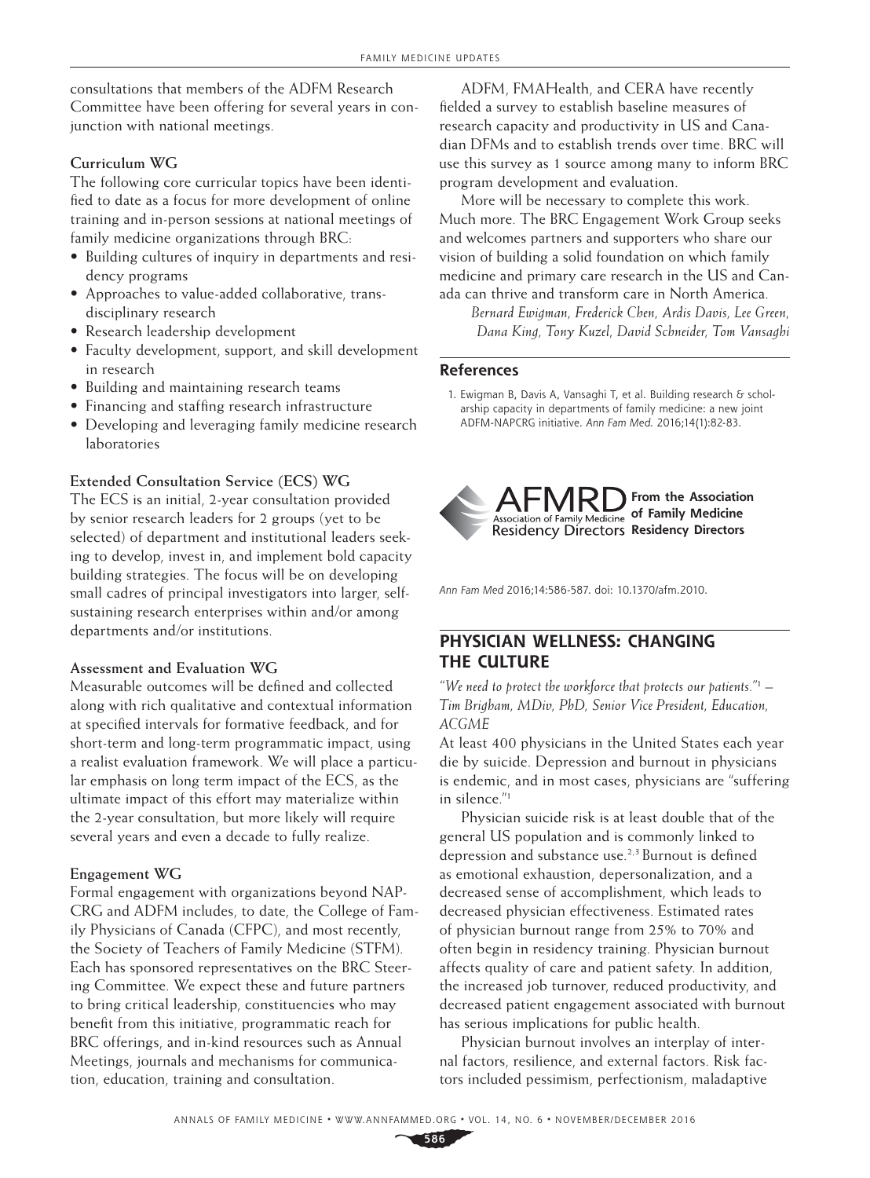consultations that members of the ADFM Research Committee have been offering for several years in conjunction with national meetings.

**Curriculum WG**

The following core curricular topics have been identified to date as a focus for more development of online training and in-person sessions at national meetings of family medicine organizations through BRC:

- Building cultures of inquiry in departments and residency programs
- Approaches to value-added collaborative, transdisciplinary research
- Research leadership development
- Faculty development, support, and skill development in research
- Building and maintaining research teams
- Financing and staffing research infrastructure
- Developing and leveraging family medicine research laboratories

**Extended Consultation Service (ECS) WG**

The ECS is an initial, 2-year consultation provided by senior research leaders for 2 groups (yet to be selected) of department and institutional leaders seeking to develop, invest in, and implement bold capacity building strategies. The focus will be on developing small cadres of principal investigators into larger, self-sustaining research enterprises within and/or among departments and/or institutions.

**Assessment and Evaluation WG**

Measurable outcomes will be defined and collected along with rich qualitative and contextual information at specified intervals for formative feedback, and for short-term and long-term programmatic impact, using a realist evaluation framework. We will place a particular emphasis on long term impact of the ECS, as the ultimate impact of this effort may materialize within the 2-year consultation, but more likely will require several years and even a decade to fully realize.

**Engagement WG**

Formal engagement with organizations beyond NAPCRG and ADFM includes, to date, the College of Family Physicians of Canada (CFPC), and most recently, the Society of Teachers of Family Medicine (STFM). Each has sponsored representatives on the BRC Steering Committee. We expect these and future partners to bring critical leadership, constituencies who may benefit from this initiative, programmatic reach for BRC offerings, and in-kind resources such as Annual Meetings, journals and mechanisms for communication, education, training and consultation.

ADFM, FMAHealth, and CERA have recently fielded a survey to establish baseline measures of research capacity and productivity in US and Canadian DFMs and to establish trends over time. BRC will use this survey as 1 source among many to inform BRC program development and evaluation.

More will be necessary to complete this work. Much more. The BRC Engagement Work Group seeks and welcomes partners and supporters who share our vision of building a solid foundation on which family medicine and primary care research in the US and Canada can thrive and transform care in North America.

*Bernard Ewigman, Frederick Chen, Ardis Davis, Lee Green, Dana King, Tony Kuzel, David Schneider, Tom Vansaghi*

## References

1. Ewigman B, Davis A, Vansaghi T, et al. Building research & scholarship capacity in departments of family medicine: a new joint ADFM-NAPCRG initiative. *Ann Fam Med.* 2016;14(1):82-83.

**AFMRD** Association of Family Medicine Residency Directors — **From the Association of Family Medicine Residency Directors**

*Ann Fam Med* 2016;14:586-587. doi: 10.1370/afm.2010.

## PHYSICIAN WELLNESS: CHANGING THE CULTURE

*"We need to protect the workforce that protects our patients."*[1] *— Tim Brigham, MDiv, PhD, Senior Vice President, Education, ACGME*

At least 400 physicians in the United States each year die by suicide. Depression and burnout in physicians is endemic, and in most cases, physicians are "suffering in silence."[1]

Physician suicide risk is at least double that of the general US population and is commonly linked to depression and substance use.[2,3] Burnout is defined as emotional exhaustion, depersonalization, and a decreased sense of accomplishment, which leads to decreased physician effectiveness. Estimated rates of physician burnout range from 25% to 70% and often begin in residency training. Physician burnout affects quality of care and patient safety. In addition, the increased job turnover, reduced productivity, and decreased patient engagement associated with burnout has serious implications for public health.

Physician burnout involves an interplay of internal factors, resilience, and external factors. Risk factors included pessimism, perfectionism, maladaptive